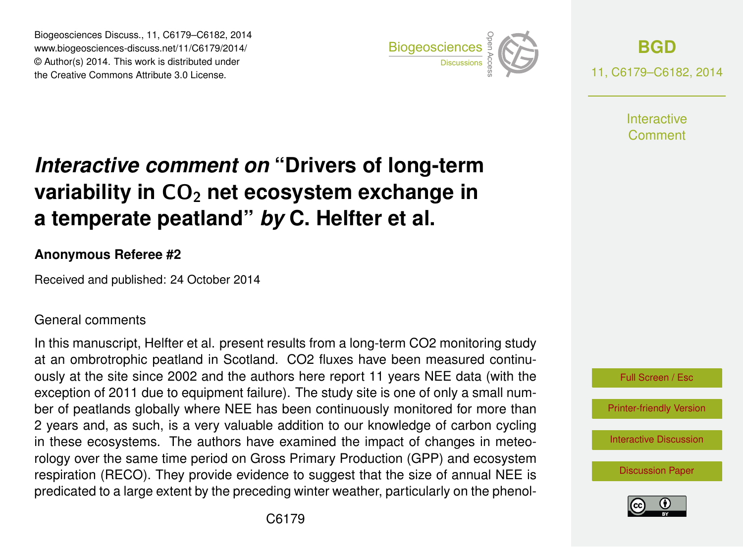# *Interactive comment on* "Drivers of long-term variability in $CO_2$ net ecosystem exchange in a temperate peatland" *by* C. Helfter et al.

**Anonymous Referee #2**

Received and published: 24 October 2014

General comments

In this manuscript, Helfter et al. present results from a long-term CO2 monitoring study at an ombrotrophic peatland in Scotland. CO2 fluxes have been measured continuously at the site since 2002 and the authors here report 11 years NEE data (with the exception of 2011 due to equipment failure). The study site is one of only a small number of peatlands globally where NEE has been continuously monitored for more than 2 years and, as such, is a very valuable addition to our knowledge of carbon cycling in these ecosystems. The authors have examined the impact of changes in meteorology over the same time period on Gross Primary Production (GPP) and ecosystem respiration (RECO). They provide evidence to suggest that the size of annual NEE is predicated to a large extent by the preceding winter weather, particularly on the phenol-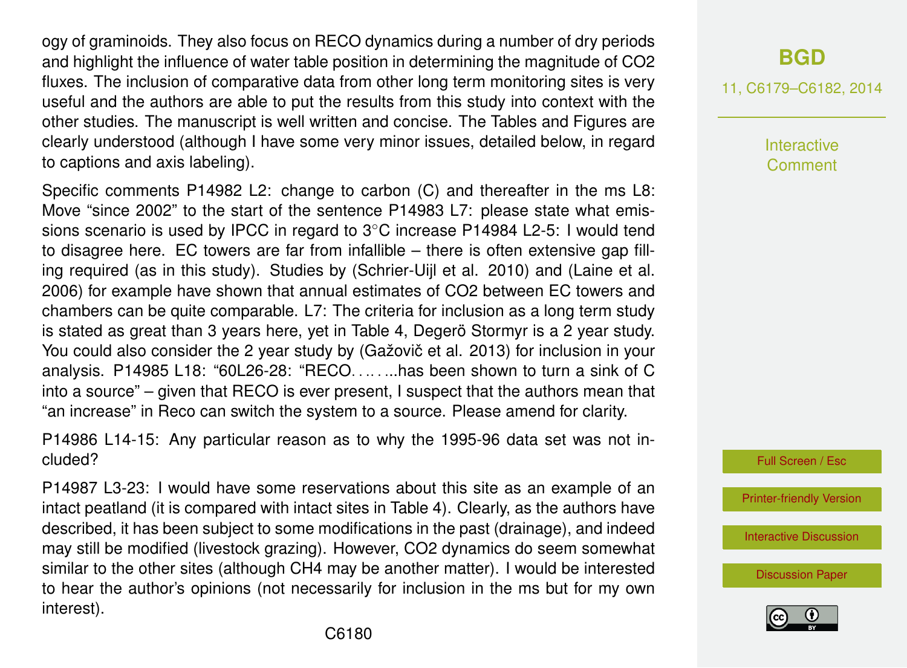ogy of graminoids. They also focus on RECO dynamics during a number of dry periods and highlight the influence of water table position in determining the magnitude of $CO_2$ fluxes. The inclusion of comparative data from other long term monitoring sites is very useful and the authors are able to put the results from this study into context with the other studies. The manuscript is well written and concise. The Tables and Figures are clearly understood (although I have some very minor issues, detailed below, in regard to captions and axis labeling).

Specific comments P14982 L2: change to carbon (C) and thereafter in the ms L8: Move "since 2002" to the start of the sentence P14983 L7: please state what emissions scenario is used by IPCC in regard to 3°C increase P14984 L2-5: I would tend to disagree here. EC towers are far from infallible – there is often extensive gap filling required (as in this study). Studies by (Schrier-Uijl et al. 2010) and (Laine et al. 2006) for example have shown that annual estimates of $CO_2$ between EC towers and chambers can be quite comparable. L7: The criteria for inclusion as a long term study is stated as great than 3 years here, yet in Table 4, Degerö Stormyr is a 2 year study. You could also consider the 2 year study by (Gažovič et al. 2013) for inclusion in your analysis. P14985 L18: "60L26-28: "RECO……..has been shown to turn a sink of C into a source" – given that RECO is ever present, I suspect that the authors mean that "an increase" in Reco can switch the system to a source. Please amend for clarity.

P14986 L14-15: Any particular reason as to why the 1995-96 data set was not included?

P14987 L3-23: I would have some reservations about this site as an example of an intact peatland (it is compared with intact sites in Table 4). Clearly, as the authors have described, it has been subject to some modifications in the past (drainage), and indeed may still be modified (livestock grazing). However, $CO_2$ dynamics do seem somewhat similar to the other sites (although $CH_4$ may be another matter). I would be interested to hear the author's opinions (not necessarily for inclusion in the ms but for my own interest).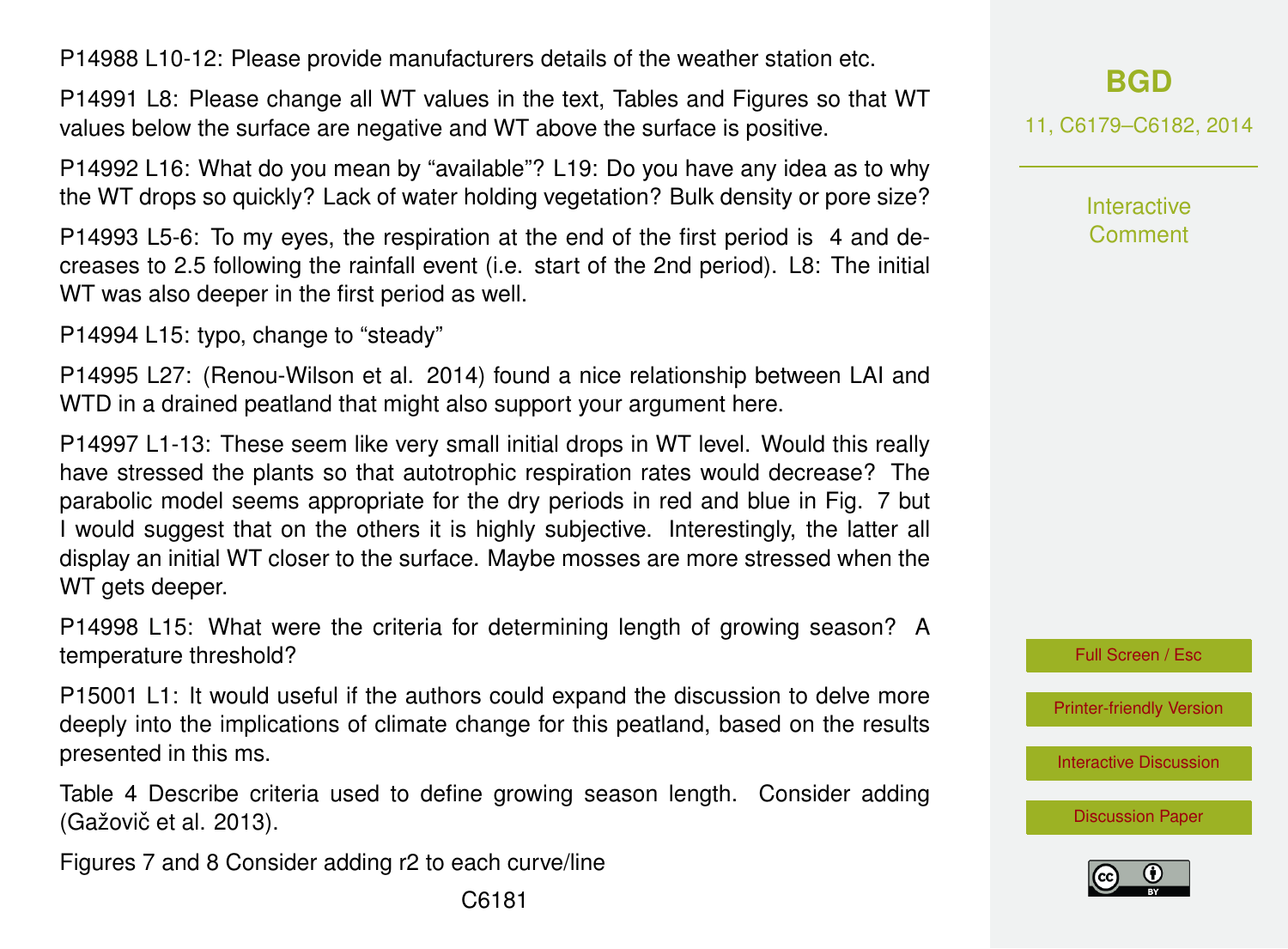P14988 L10-12: Please provide manufacturers details of the weather station etc.

P14991 L8: Please change all WT values in the text, Tables and Figures so that WT values below the surface are negative and WT above the surface is positive.

P14992 L16: What do you mean by "available"? L19: Do you have any idea as to why the WT drops so quickly? Lack of water holding vegetation? Bulk density or pore size?

P14993 L5-6: To my eyes, the respiration at the end of the first period is 4 and decreases to 2.5 following the rainfall event (i.e. start of the 2nd period). L8: The initial WT was also deeper in the first period as well.

P14994 L15: typo, change to "steady"

P14995 L27: (Renou-Wilson et al. 2014) found a nice relationship between LAI and WTD in a drained peatland that might also support your argument here.

P14997 L1-13: These seem like very small initial drops in WT level. Would this really have stressed the plants so that autotrophic respiration rates would decrease? The parabolic model seems appropriate for the dry periods in red and blue in Fig. 7 but I would suggest that on the others it is highly subjective. Interestingly, the latter all display an initial WT closer to the surface. Maybe mosses are more stressed when the WT gets deeper.

P14998 L15: What were the criteria for determining length of growing season? A temperature threshold?

P15001 L1: It would useful if the authors could expand the discussion to delve more deeply into the implications of climate change for this peatland, based on the results presented in this ms.

Table 4 Describe criteria used to define growing season length. Consider adding (Gažovič et al. 2013).

Figures 7 and 8 Consider adding r2 to each curve/line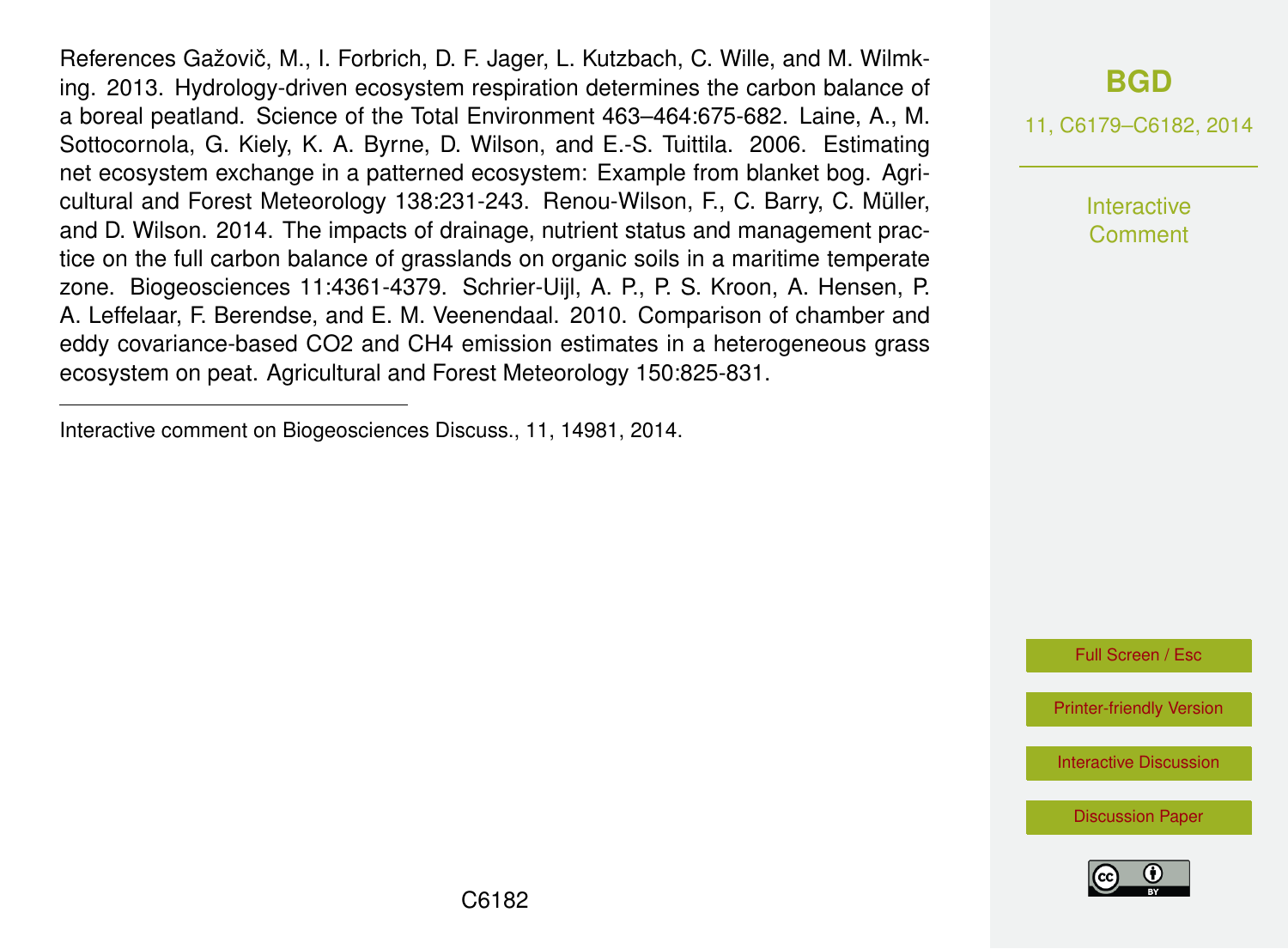References Gažovič, M., I. Forbrich, D. F. Jager, L. Kutzbach, C. Wille, and M. Wilmking. 2013. Hydrology-driven ecosystem respiration determines the carbon balance of a boreal peatland. Science of the Total Environment 463–464:675-682. Laine, A., M. Sottocornola, G. Kiely, K. A. Byrne, D. Wilson, and E.-S. Tuittila. 2006. Estimating net ecosystem exchange in a patterned ecosystem: Example from blanket bog. Agricultural and Forest Meteorology 138:231-243. Renou-Wilson, F., C. Barry, C. Müller, and D. Wilson. 2014. The impacts of drainage, nutrient status and management practice on the full carbon balance of grasslands on organic soils in a maritime temperate zone. Biogeosciences 11:4361-4379. Schrier-Uijl, A. P., P. S. Kroon, A. Hensen, P. A. Leffelaar, F. Berendse, and E. M. Veenendaal. 2010. Comparison of chamber and eddy covariance-based $CO_2$ and $CH_4$ emission estimates in a heterogeneous grass ecosystem on peat. Agricultural and Forest Meteorology 150:825-831.

---

Interactive comment on Biogeosciences Discuss., 11, 14981, 2014.